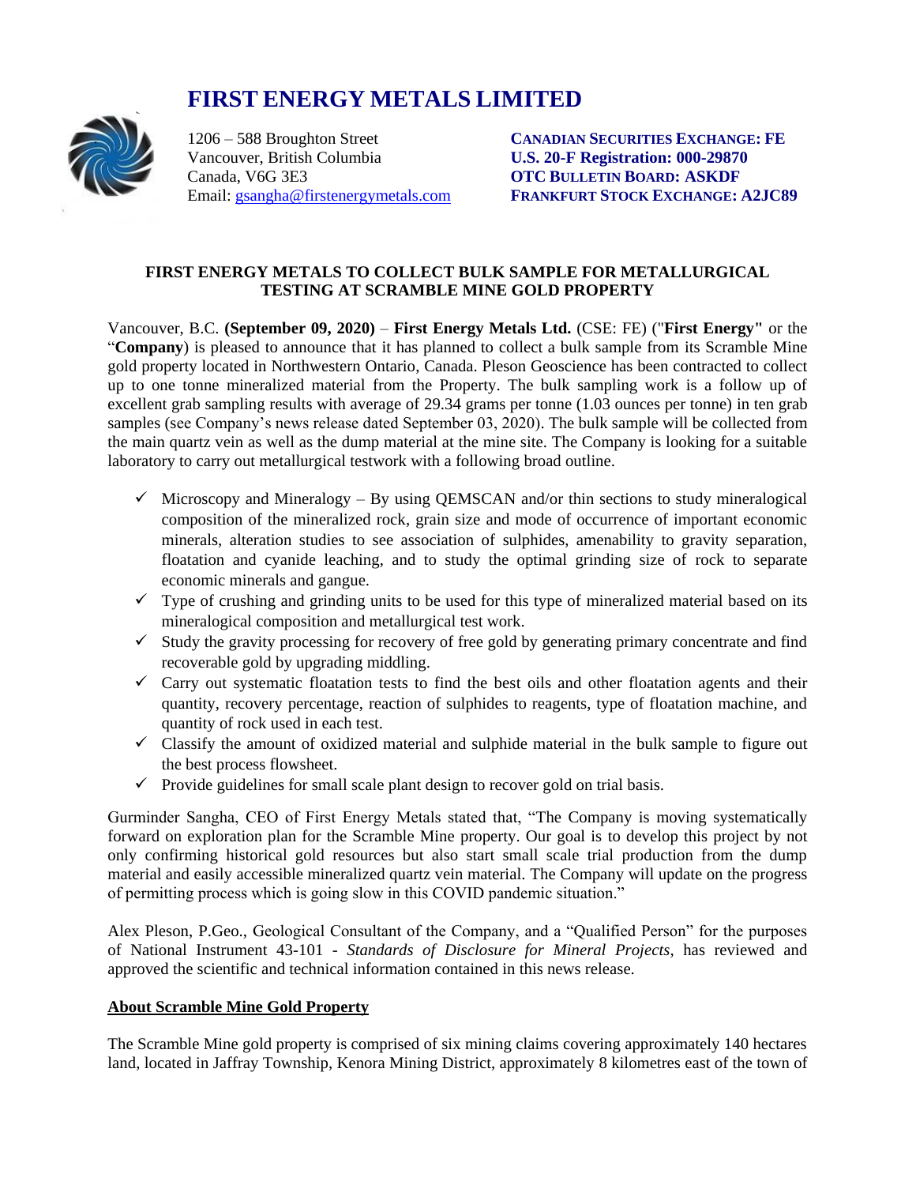# FIRST ENERGY METALS LIMITED

1206 – 588 Broughton Street
Vancouver, British Columbia
Canada, V6G 3E3
Email: gsangha@firstenergymetals.com

**CANADIAN SECURITIES EXCHANGE: FE**
**U.S. 20-F Registration: 000-29870**
**OTC BULLETIN BOARD: ASKDF**
**FRANKFURT STOCK EXCHANGE: A2JC89**

## FIRST ENERGY METALS TO COLLECT BULK SAMPLE FOR METALLURGICAL TESTING AT SCRAMBLE MINE GOLD PROPERTY

Vancouver, B.C. **(September 09, 2020)** – **First Energy Metals Ltd.** (CSE: FE) ("**First Energy"** or the "**Company**) is pleased to announce that it has planned to collect a bulk sample from its Scramble Mine gold property located in Northwestern Ontario, Canada. Pleson Geoscience has been contracted to collect up to one tonne mineralized material from the Property. The bulk sampling work is a follow up of excellent grab sampling results with average of 29.34 grams per tonne (1.03 ounces per tonne) in ten grab samples (see Company's news release dated September 03, 2020). The bulk sample will be collected from the main quartz vein as well as the dump material at the mine site. The Company is looking for a suitable laboratory to carry out metallurgical testwork with a following broad outline.

- ✓ Microscopy and Mineralogy – By using QEMSCAN and/or thin sections to study mineralogical composition of the mineralized rock, grain size and mode of occurrence of important economic minerals, alteration studies to see association of sulphides, amenability to gravity separation, floatation and cyanide leaching, and to study the optimal grinding size of rock to separate economic minerals and gangue.
- ✓ Type of crushing and grinding units to be used for this type of mineralized material based on its mineralogical composition and metallurgical test work.
- ✓ Study the gravity processing for recovery of free gold by generating primary concentrate and find recoverable gold by upgrading middling.
- ✓ Carry out systematic floatation tests to find the best oils and other floatation agents and their quantity, recovery percentage, reaction of sulphides to reagents, type of floatation machine, and quantity of rock used in each test.
- ✓ Classify the amount of oxidized material and sulphide material in the bulk sample to figure out the best process flowsheet.
- ✓ Provide guidelines for small scale plant design to recover gold on trial basis.

Gurminder Sangha, CEO of First Energy Metals stated that, "The Company is moving systematically forward on exploration plan for the Scramble Mine property. Our goal is to develop this project by not only confirming historical gold resources but also start small scale trial production from the dump material and easily accessible mineralized quartz vein material. The Company will update on the progress of permitting process which is going slow in this COVID pandemic situation."

Alex Pleson, P.Geo., Geological Consultant of the Company, and a "Qualified Person" for the purposes of National Instrument 43-101 - *Standards of Disclosure for Mineral Projects*, has reviewed and approved the scientific and technical information contained in this news release.

### About Scramble Mine Gold Property

The Scramble Mine gold property is comprised of six mining claims covering approximately 140 hectares land, located in Jaffray Township, Kenora Mining District, approximately 8 kilometres east of the town of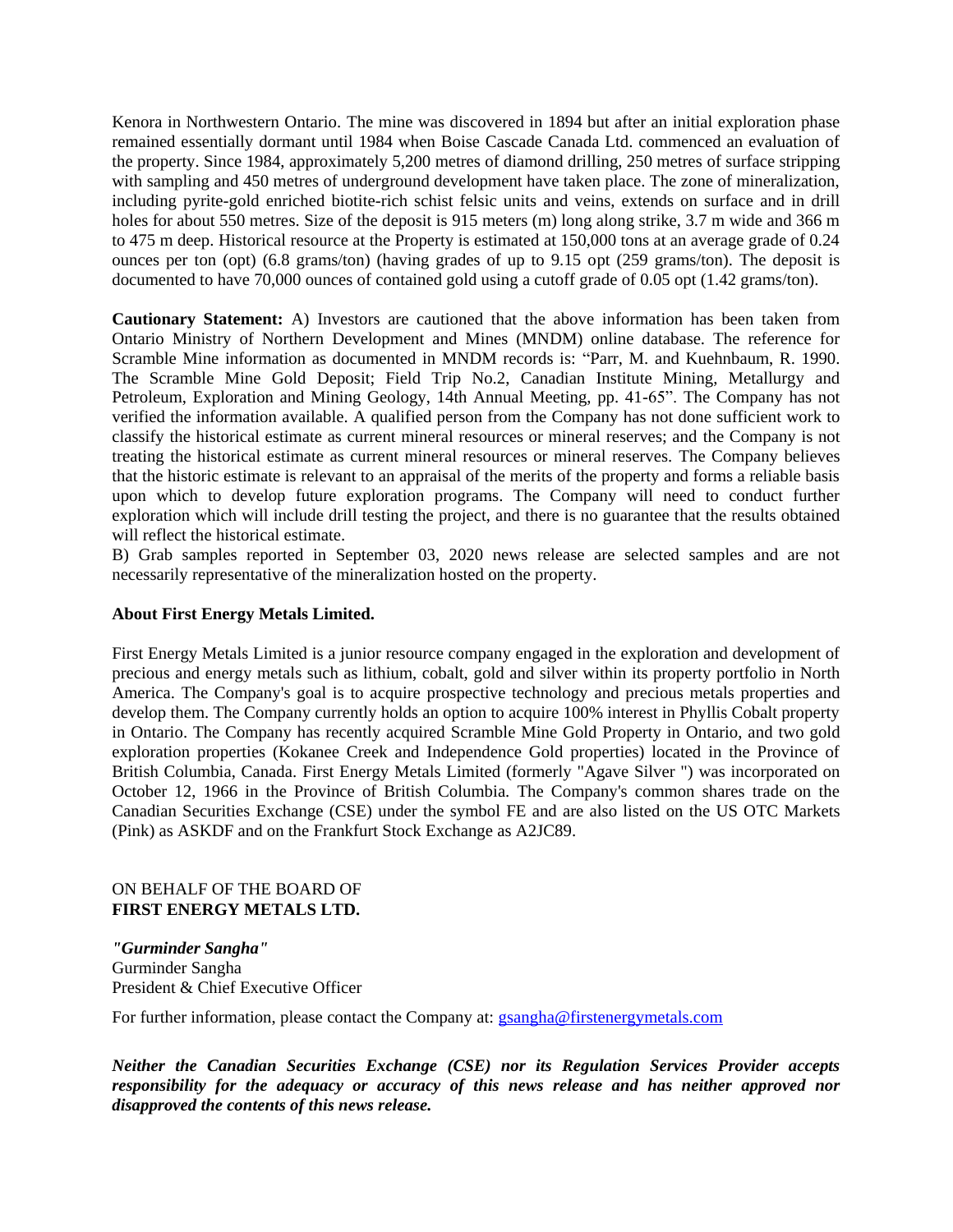Kenora in Northwestern Ontario. The mine was discovered in 1894 but after an initial exploration phase remained essentially dormant until 1984 when Boise Cascade Canada Ltd. commenced an evaluation of the property. Since 1984, approximately 5,200 metres of diamond drilling, 250 metres of surface stripping with sampling and 450 metres of underground development have taken place. The zone of mineralization, including pyrite-gold enriched biotite-rich schist felsic units and veins, extends on surface and in drill holes for about 550 metres. Size of the deposit is 915 meters (m) long along strike, 3.7 m wide and 366 m to 475 m deep. Historical resource at the Property is estimated at 150,000 tons at an average grade of 0.24 ounces per ton (opt) (6.8 grams/ton) (having grades of up to 9.15 opt (259 grams/ton). The deposit is documented to have 70,000 ounces of contained gold using a cutoff grade of 0.05 opt (1.42 grams/ton).

**Cautionary Statement:** A) Investors are cautioned that the above information has been taken from Ontario Ministry of Northern Development and Mines (MNDM) online database. The reference for Scramble Mine information as documented in MNDM records is: "Parr, M. and Kuehnbaum, R. 1990. The Scramble Mine Gold Deposit; Field Trip No.2, Canadian Institute Mining, Metallurgy and Petroleum, Exploration and Mining Geology, 14th Annual Meeting, pp. 41-65". The Company has not verified the information available. A qualified person from the Company has not done sufficient work to classify the historical estimate as current mineral resources or mineral reserves; and the Company is not treating the historical estimate as current mineral resources or mineral reserves. The Company believes that the historic estimate is relevant to an appraisal of the merits of the property and forms a reliable basis upon which to develop future exploration programs. The Company will need to conduct further exploration which will include drill testing the project, and there is no guarantee that the results obtained will reflect the historical estimate.
B) Grab samples reported in September 03, 2020 news release are selected samples and are not necessarily representative of the mineralization hosted on the property.

**About First Energy Metals Limited.**

First Energy Metals Limited is a junior resource company engaged in the exploration and development of precious and energy metals such as lithium, cobalt, gold and silver within its property portfolio in North America. The Company's goal is to acquire prospective technology and precious metals properties and develop them. The Company currently holds an option to acquire 100% interest in Phyllis Cobalt property in Ontario. The Company has recently acquired Scramble Mine Gold Property in Ontario, and two gold exploration properties (Kokanee Creek and Independence Gold properties) located in the Province of British Columbia, Canada. First Energy Metals Limited (formerly "Agave Silver ") was incorporated on October 12, 1966 in the Province of British Columbia. The Company's common shares trade on the Canadian Securities Exchange (CSE) under the symbol FE and are also listed on the US OTC Markets (Pink) as ASKDF and on the Frankfurt Stock Exchange as A2JC89.

ON BEHALF OF THE BOARD OF
**FIRST ENERGY METALS LTD.**

***"Gurminder Sangha"***
Gurminder Sangha
President & Chief Executive Officer

For further information, please contact the Company at: gsangha@firstenergymetals.com

***Neither the Canadian Securities Exchange (CSE) nor its Regulation Services Provider accepts responsibility for the adequacy or accuracy of this news release and has neither approved nor disapproved the contents of this news release.***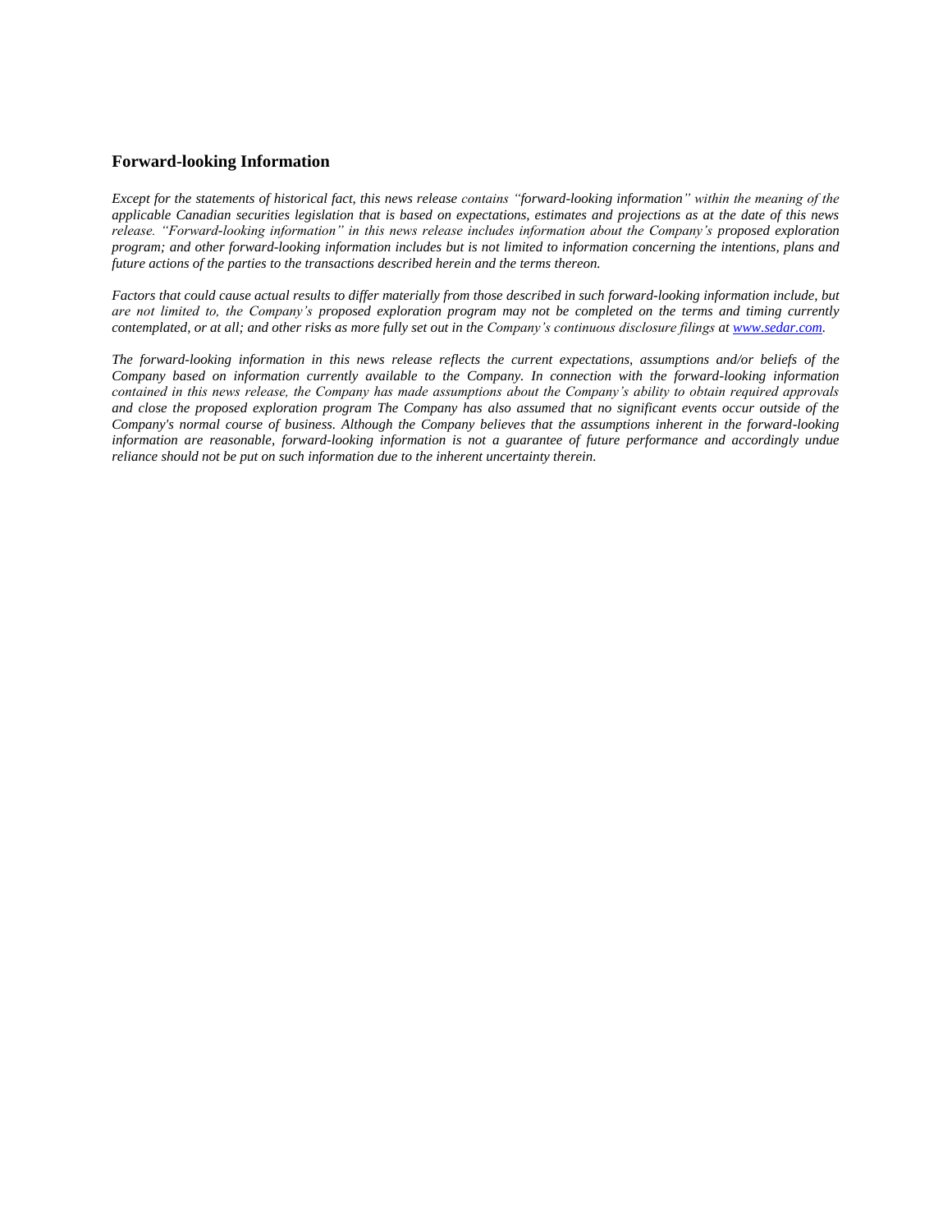## Forward-looking Information

*Except for the statements of historical fact, this news release contains "forward-looking information" within the meaning of the applicable Canadian securities legislation that is based on expectations, estimates and projections as at the date of this news release. "Forward-looking information" in this news release includes information about the Company's proposed exploration program; and other forward-looking information includes but is not limited to information concerning the intentions, plans and future actions of the parties to the transactions described herein and the terms thereon.*

*Factors that could cause actual results to differ materially from those described in such forward-looking information include, but are not limited to, the Company's proposed exploration program may not be completed on the terms and timing currently contemplated, or at all; and other risks as more fully set out in the Company's continuous disclosure filings at [www.sedar.com](http://www.sedar.com).*

*The forward-looking information in this news release reflects the current expectations, assumptions and/or beliefs of the Company based on information currently available to the Company. In connection with the forward-looking information contained in this news release, the Company has made assumptions about the Company's ability to obtain required approvals and close the proposed exploration program The Company has also assumed that no significant events occur outside of the Company's normal course of business. Although the Company believes that the assumptions inherent in the forward-looking information are reasonable, forward-looking information is not a guarantee of future performance and accordingly undue reliance should not be put on such information due to the inherent uncertainty therein.*